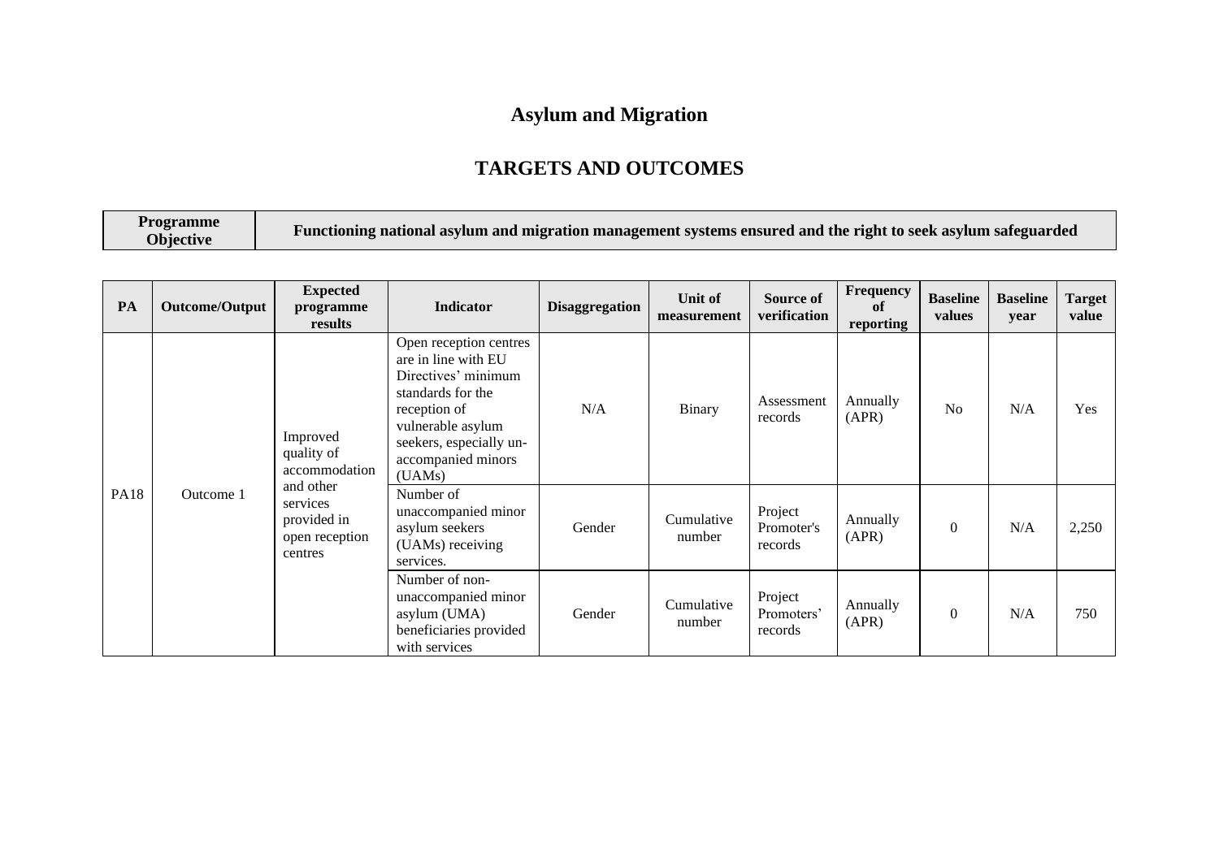# Asylum and Migration

## TARGETS AND OUTCOMES

| Programme Objective | Functioning national asylum and migration management systems ensured and the right to seek asylum safeguarded |
|---|---|

| PA | Outcome/Output | Expected programme results | Indicator | Disaggregation | Unit of measurement | Source of verification | Frequency of reporting | Baseline values | Baseline year | Target value |
|---|---|---|---|---|---|---|---|---|---|---|
| PA18 | Outcome 1 | Improved quality of accommodation and other services provided in open reception centres | Open reception centres are in line with EU Directives' minimum standards for the reception of vulnerable asylum seekers, especially un-accompanied minors (UAMs) | N/A | Binary | Assessment records | Annually (APR) | No | N/A | Yes |
| | | | Number of unaccompanied minor asylum seekers (UAMs) receiving services. | Gender | Cumulative number | Project Promoter's records | Annually (APR) | 0 | N/A | 2,250 |
| | | | Number of non-unaccompanied minor asylum (UMA) beneficiaries provided with services | Gender | Cumulative number | Project Promoters' records | Annually (APR) | 0 | N/A | 750 |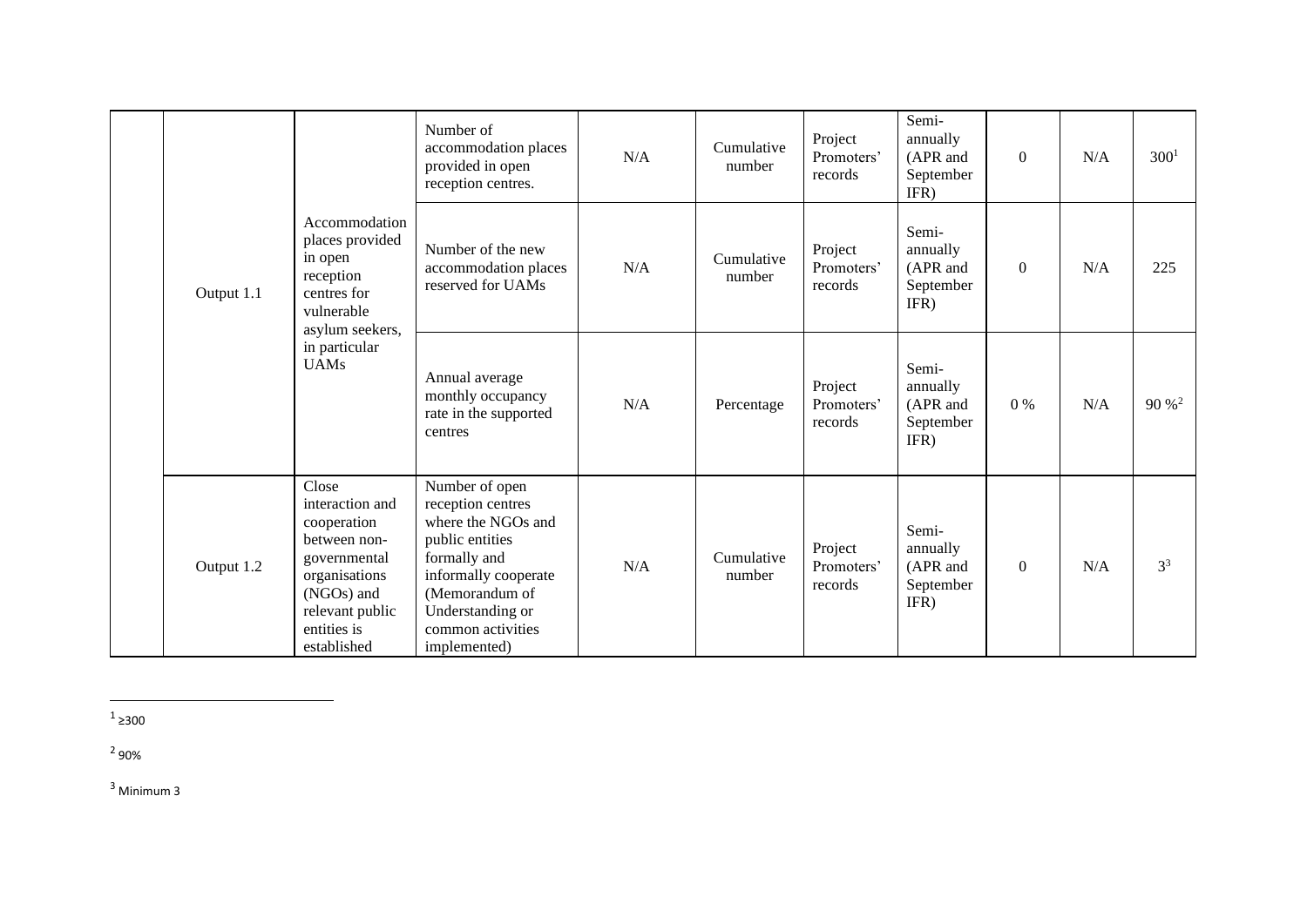| | | | | | | | | | | |
|---|---|---|---|---|---|---|---|---|---|---|
| | Output 1.1 | Accommodation places provided in open reception centres for vulnerable asylum seekers, in particular UAMs | Number of accommodation places provided in open reception centres. | N/A | Cumulative number | Project Promoters' records | Semi-annually (APR and September IFR) | 0 | N/A | 300[1] |
| | | | Number of the new accommodation places reserved for UAMs | N/A | Cumulative number | Project Promoters' records | Semi-annually (APR and September IFR) | 0 | N/A | 225 |
| | | | Annual average monthly occupancy rate in the supported centres | N/A | Percentage | Project Promoters' records | Semi-annually (APR and September IFR) | 0 % | N/A | 90 %[2] |
| | Output 1.2 | Close interaction and cooperation between non-governmental organisations (NGOs) and relevant public entities is established | Number of open reception centres where the NGOs and public entities formally and informally cooperate (Memorandum of Understanding or common activities implemented) | N/A | Cumulative number | Project Promoters' records | Semi-annually (APR and September IFR) | 0 | N/A | 3[3] |

[1] ≥300

[2] 90%

[3] Minimum 3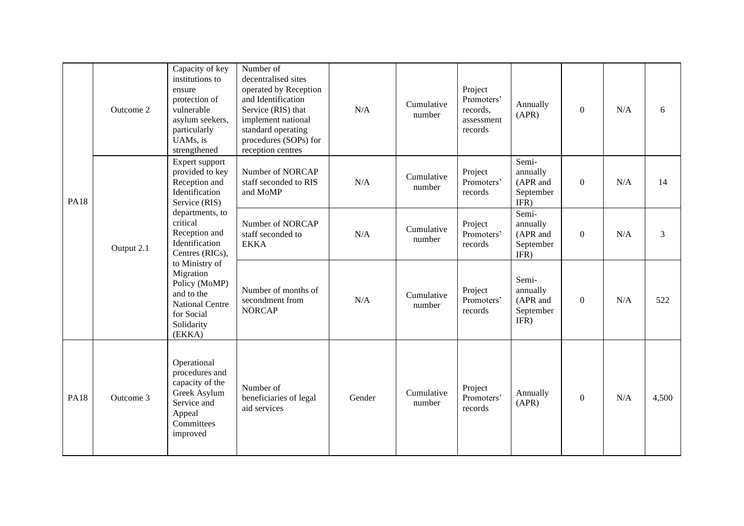| | | | | | | | | | | |
|---|---|---|---|---|---|---|---|---|---|---|
| PA18 | Outcome 2 | Capacity of key institutions to ensure protection of vulnerable asylum seekers, particularly UAMs, is strengthened | Number of decentralised sites operated by Reception and Identification Service (RIS) that implement national standard operating procedures (SOPs) for reception centres | N/A | Cumulative number | Project Promoters' records, assessment records | Annually (APR) | 0 | N/A | 6 |
| | Output 2.1 | Expert support provided to key Reception and Identification Service (RIS) departments, to critical Reception and Identification Centres (RICs), to Ministry of Migration Policy (MoMP) and to the National Centre for Social Solidarity (EKKA) | Number of NORCAP staff seconded to RIS and MoMP | N/A | Cumulative number | Project Promoters' records | Semi-annually (APR and September IFR) | 0 | N/A | 14 |
| | | | Number of NORCAP staff seconded to EKKA | N/A | Cumulative number | Project Promoters' records | Semi-annually (APR and September IFR) | 0 | N/A | 3 |
| | | | Number of months of secondment from NORCAP | N/A | Cumulative number | Project Promoters' records | Semi-annually (APR and September IFR) | 0 | N/A | 522 |
| PA18 | Outcome 3 | Operational procedures and capacity of the Greek Asylum Service and Appeal Committees improved | Number of beneficiaries of legal aid services | Gender | Cumulative number | Project Promoters' records | Annually (APR) | 0 | N/A | 4,500 |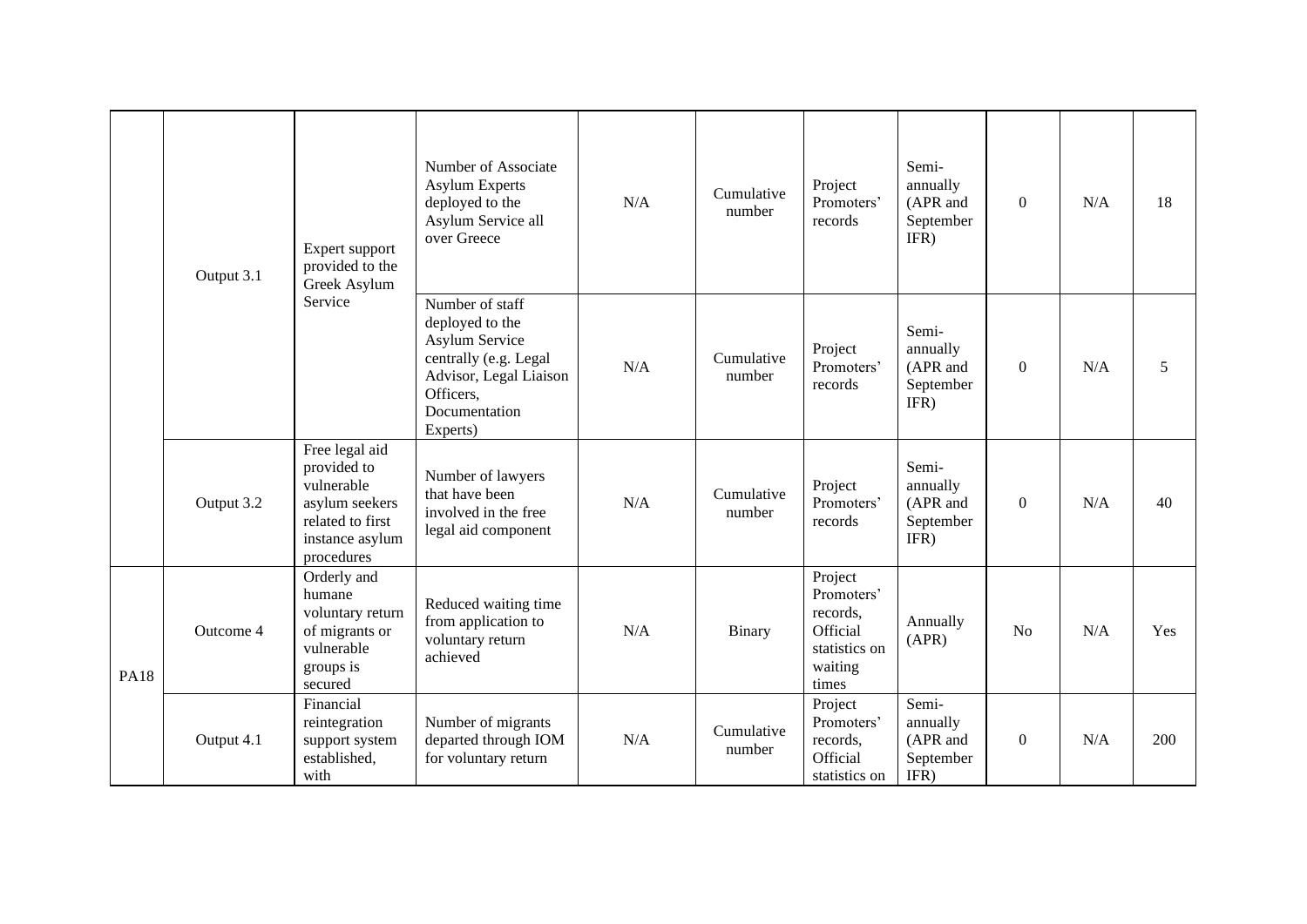| | | | | | | | | | | |
|---|---|---|---|---|---|---|---|---|---|---|
| | Output 3.1 | Expert support provided to the Greek Asylum Service | Number of Associate Asylum Experts deployed to the Asylum Service all over Greece | N/A | Cumulative number | Project Promoters' records | Semi-annually (APR and September IFR) | 0 | N/A | 18 |
| | | | Number of staff deployed to the Asylum Service centrally (e.g. Legal Advisor, Legal Liaison Officers, Documentation Experts) | N/A | Cumulative number | Project Promoters' records | Semi-annually (APR and September IFR) | 0 | N/A | 5 |
| | Output 3.2 | Free legal aid provided to vulnerable asylum seekers related to first instance asylum procedures | Number of lawyers that have been involved in the free legal aid component | N/A | Cumulative number | Project Promoters' records | Semi-annually (APR and September IFR) | 0 | N/A | 40 |
| PA18 | Outcome 4 | Orderly and humane voluntary return of migrants or vulnerable groups is secured | Reduced waiting time from application to voluntary return achieved | N/A | Binary | Project Promoters' records, Official statistics on waiting times | Annually (APR) | No | N/A | Yes |
| | Output 4.1 | Financial reintegration support system established, with | Number of migrants departed through IOM for voluntary return | N/A | Cumulative number | Project Promoters' records, Official statistics on | Semi-annually (APR and September IFR) | 0 | N/A | 200 |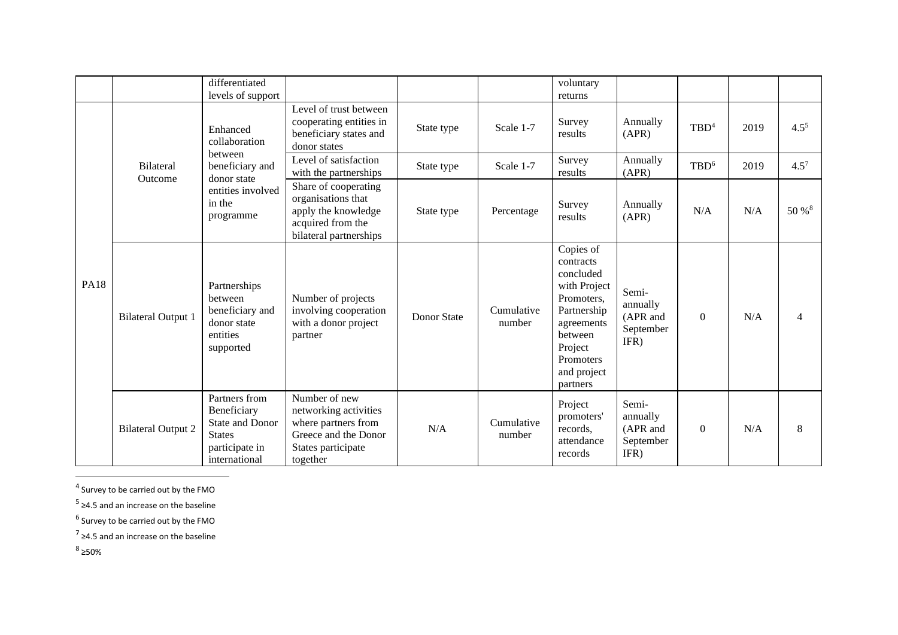| | | differentiated levels of support | | | | voluntary returns | | | | |
|---|---|---|---|---|---|---|---|---|---|---|
| PA18 | Bilateral Outcome | Enhanced collaboration between beneficiary and donor state entities involved in the programme | Level of trust between cooperating entities in beneficiary states and donor states | State type | Scale 1-7 | Survey results | Annually (APR) | TBD[4] | 2019 | 4.5[5] |
| | | | Level of satisfaction with the partnerships | State type | Scale 1-7 | Survey results | Annually (APR) | TBD[6] | 2019 | 4.5[7] |
| | | | Share of cooperating organisations that apply the knowledge acquired from the bilateral partnerships | State type | Percentage | Survey results | Annually (APR) | N/A | N/A | 50 %[8] |
| | Bilateral Output 1 | Partnerships between beneficiary and donor state entities supported | Number of projects involving cooperation with a donor project partner | Donor State | Cumulative number | Copies of contracts concluded with Project Promoters, Partnership agreements between Project Promoters and project partners | Semi-annually (APR and September IFR) | 0 | N/A | 4 |
| | Bilateral Output 2 | Partners from Beneficiary State and Donor States participate in international | Number of new networking activities where partners from Greece and the Donor States participate together | N/A | Cumulative number | Project promoters' records, attendance records | Semi-annually (APR and September IFR) | 0 | N/A | 8 |

[4] Survey to be carried out by the FMO

[5] ≥4.5 and an increase on the baseline

[6] Survey to be carried out by the FMO

[7] ≥4.5 and an increase on the baseline

[8] ≥50%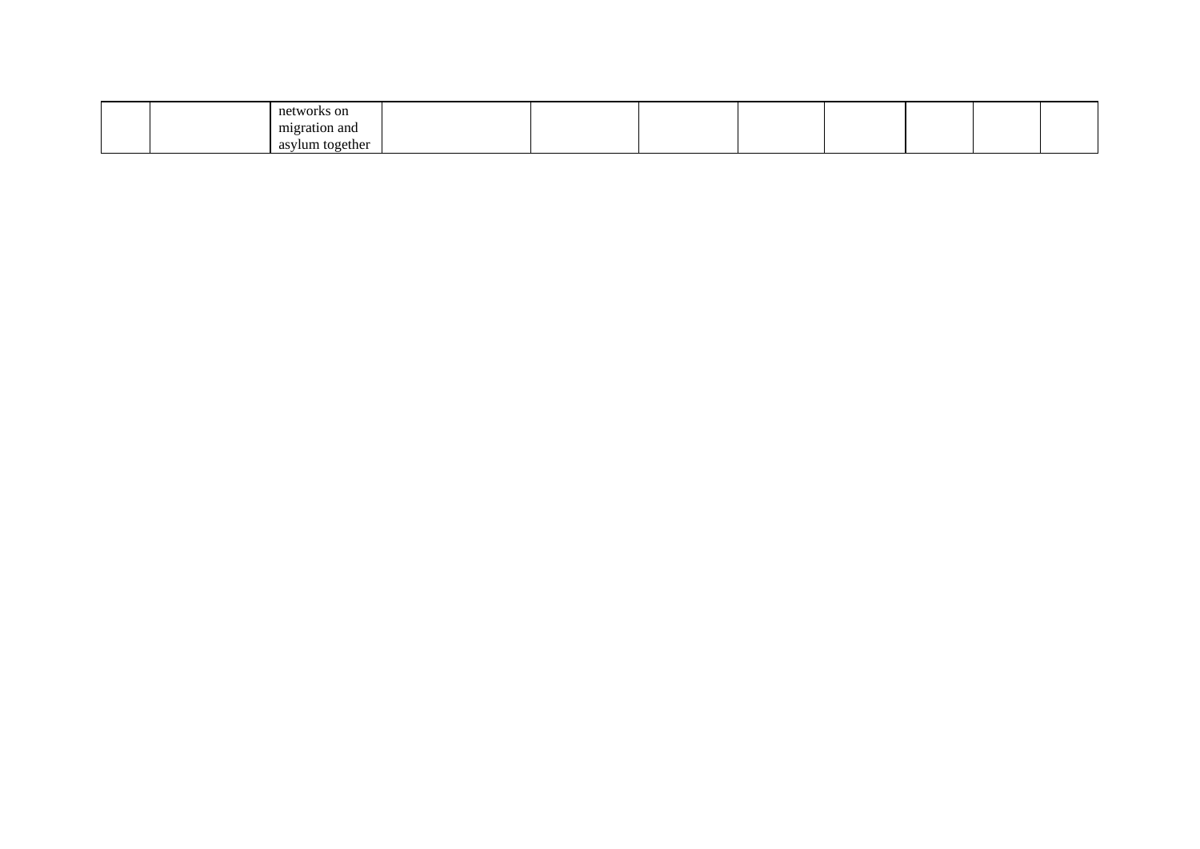| | | | | | | | | | | |
|---|---|---|---|---|---|---|---|---|---|---|
| | | networks on migration and asylum together | | | | | | | | |